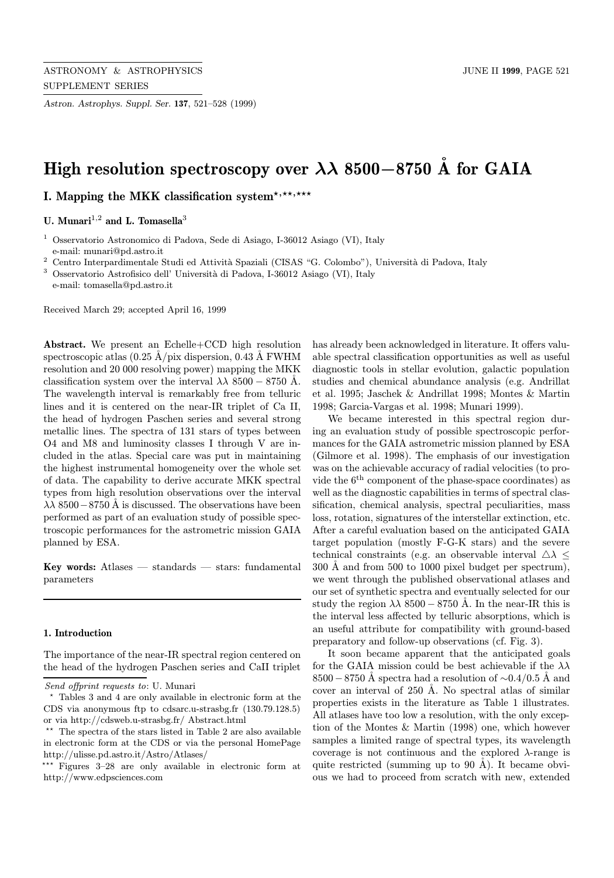# High resolution spectroscopy over $\lambda\lambda$ 8500−8750 Å for GAIA

## I. Mapping the MKK classification system*,**,***

**U. Munari**[1,2] **and L. Tomasella**[3]

[1] Osservatorio Astronomico di Padova, Sede di Asiago, I-36012 Asiago (VI), Italy
e-mail: munari@pd.astro.it

[2] Centro Interpardimentale Studi ed Attività Spaziali (CISAS "G. Colombo"), Università di Padova, Italy

[3] Osservatorio Astrofisico dell' Università di Padova, I-36012 Asiago (VI), Italy
e-mail: tomasella@pd.astro.it

Received March 29; accepted April 16, 1999

**Abstract.** We present an Echelle+CCD high resolution spectroscopic atlas (0.25 Å/pix dispersion, 0.43 Å FWHM resolution and 20 000 resolving power) mapping the MKK classification system over the interval $\lambda\lambda$ 8500 − 8750 Å. The wavelength interval is remarkably free from telluric lines and it is centered on the near-IR triplet of Ca II, the head of hydrogen Paschen series and several strong metallic lines. The spectra of 131 stars of types between O4 and M8 and luminosity classes I through V are included in the atlas. Special care was put in maintaining the highest instrumental homogeneity over the whole set of data. The capability to derive accurate MKK spectral types from high resolution observations over the interval $\lambda\lambda$ 8500 − 8750 Å is discussed. The observations have been performed as part of an evaluation study of possible spectroscopic performances for the astrometric mission GAIA planned by ESA.

**Key words:** Atlases — standards — stars: fundamental parameters

### 1. Introduction

The importance of the near-IR spectral region centered on the head of the hydrogen Paschen series and CaII triplet has already been acknowledged in literature. It offers valuable spectral classification opportunities as well as useful diagnostic tools in stellar evolution, galactic population studies and chemical abundance analysis (e.g. Andrillat et al. 1995; Jaschek & Andrillat 1998; Montes & Martin 1998; Garcia-Vargas et al. 1998; Munari 1999).

We became interested in this spectral region during an evaluation study of possible spectroscopic performances for the GAIA astrometric mission planned by ESA (Gilmore et al. 1998). The emphasis of our investigation was on the achievable accuracy of radial velocities (to provide the 6$^{\rm th}$ component of the phase-space coordinates) as well as the diagnostic capabilities in terms of spectral classification, chemical analysis, spectral peculiarities, mass loss, rotation, signatures of the interstellar extinction, etc. After a careful evaluation based on the anticipated GAIA target population (mostly F-G-K stars) and the severe technical constraints (e.g. an observable interval $\triangle\lambda \leq$ 300 Å and from 500 to 1000 pixel budget per spectrum), we went through the published observational atlases and our set of synthetic spectra and eventually selected for our study the region $\lambda\lambda$ 8500 − 8750 Å. In the near-IR this is the interval less affected by telluric absorptions, which is an useful attribute for compatibility with ground-based preparatory and follow-up observations (cf. Fig. 3).

It soon became apparent that the anticipated goals for the GAIA mission could be best achievable if the $\lambda\lambda$ 8500 − 8750 Å spectra had a resolution of ∼0.4/0.5 Å and cover an interval of 250 Å. No spectral atlas of similar properties exists in the literature as Table 1 illustrates. All atlases have too low a resolution, with the only exception of the Montes & Martin (1998) one, which however samples a limited range of spectral types, its wavelength coverage is not continuous and the explored $\lambda$-range is quite restricted (summing up to 90 Å). It became obvious we had to proceed from scratch with new, extended

*Send offprint requests to*: U. Munari

\* Tables 3 and 4 are only available in electronic form at the CDS via anonymous ftp to cdsarc.u-strasbg.fr (130.79.128.5) or via http://cdsweb.u-strasbg.fr/ Abstract.html

\*\* The spectra of the stars listed in Table 2 are also available in electronic form at the CDS or via the personal HomePage http://ulisse.pd.astro.it/Astro/Atlases/

\*\*\* Figures 3–28 are only available in electronic form at http://www.edpsciences.com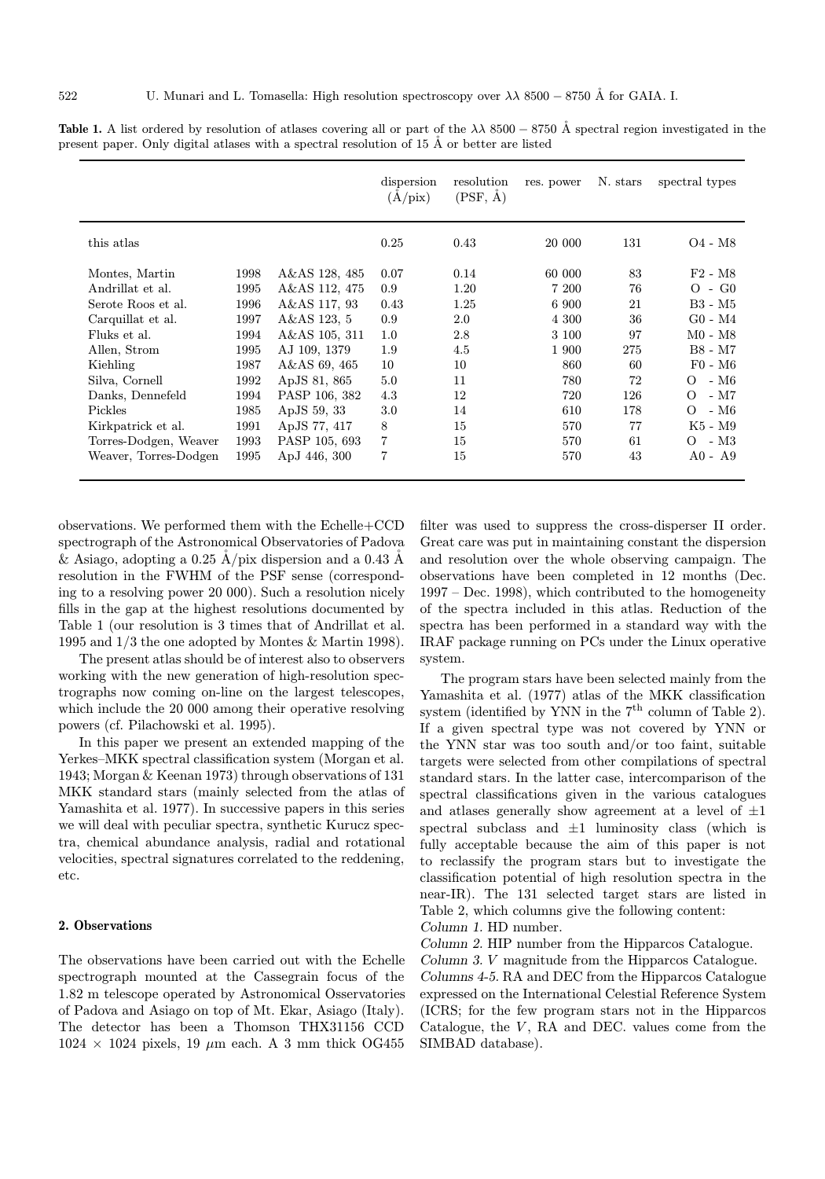**Table 1.** A list ordered by resolution of atlases covering all or part of the $\lambda\lambda$ 8500 – 8750 Å spectral region investigated in the present paper. Only digital atlases with a spectral resolution of 15 Å or better are listed

| | | | dispersion (Å/pix) | resolution (PSF, Å) | res. power | N. stars | spectral types |
|---|---|---|---|---|---|---|---|
| this atlas | | | 0.25 | 0.43 | 20 000 | 131 | O4 - M8 |
| Montes, Martin | 1998 | A&AS 128, 485 | 0.07 | 0.14 | 60 000 | 83 | F2 - M8 |
| Andrillat et al. | 1995 | A&AS 112, 475 | 0.9 | 1.20 | 7 200 | 76 | O - G0 |
| Serote Roos et al. | 1996 | A&AS 117, 93 | 0.43 | 1.25 | 6 900 | 21 | B3 - M5 |
| Carquillat et al. | 1997 | A&AS 123, 5 | 0.9 | 2.0 | 4 300 | 36 | G0 - M4 |
| Fluks et al. | 1994 | A&AS 105, 311 | 1.0 | 2.8 | 3 100 | 97 | M0 - M8 |
| Allen, Strom | 1995 | AJ 109, 1379 | 1.9 | 4.5 | 1 900 | 275 | B8 - M7 |
| Kiehling | 1987 | A&AS 69, 465 | 10 | 10 | 860 | 60 | F0 - M6 |
| Silva, Cornell | 1992 | ApJS 81, 865 | 5.0 | 11 | 780 | 72 | O - M6 |
| Danks, Dennefeld | 1994 | PASP 106, 382 | 4.3 | 12 | 720 | 126 | O - M7 |
| Pickles | 1985 | ApJS 59, 33 | 3.0 | 14 | 610 | 178 | O - M6 |
| Kirkpatrick et al. | 1991 | ApJS 77, 417 | 8 | 15 | 570 | 77 | K5 - M9 |
| Torres-Dodgen, Weaver | 1993 | PASP 105, 693 | 7 | 15 | 570 | 61 | O - M3 |
| Weaver, Torres-Dodgen | 1995 | ApJ 446, 300 | 7 | 15 | 570 | 43 | A0 - A9 |

observations. We performed them with the Echelle+CCD spectrograph of the Astronomical Observatories of Padova & Asiago, adopting a 0.25 Å/pix dispersion and a 0.43 Å resolution in the FWHM of the PSF sense (corresponding to a resolving power 20 000). Such a resolution nicely fills in the gap at the highest resolutions documented by Table 1 (our resolution is 3 times that of Andrillat et al. 1995 and 1/3 the one adopted by Montes & Martin 1998).

The present atlas should be of interest also to observers working with the new generation of high-resolution spectrographs now coming on-line on the largest telescopes, which include the 20 000 among their operative resolving powers (cf. Pilachowski et al. 1995).

In this paper we present an extended mapping of the Yerkes–MKK spectral classification system (Morgan et al. 1943; Morgan & Keenan 1973) through observations of 131 MKK standard stars (mainly selected from the atlas of Yamashita et al. 1977). In successive papers in this series we will deal with peculiar spectra, synthetic Kurucz spectra, chemical abundance analysis, radial and rotational velocities, spectral signatures correlated to the reddening, etc.

## 2. Observations

The observations have been carried out with the Echelle spectrograph mounted at the Cassegrain focus of the 1.82 m telescope operated by Astronomical Osservatories of Padova and Asiago on top of Mt. Ekar, Asiago (Italy). The detector has been a Thomson THX31156 CCD 1024 × 1024 pixels, 19 $\mu$m each. A 3 mm thick OG455 filter was used to suppress the cross-disperser II order. Great care was put in maintaining constant the dispersion and resolution over the whole observing campaign. The observations have been completed in 12 months (Dec. 1997 – Dec. 1998), which contributed to the homogeneity of the spectra included in this atlas. Reduction of the spectra has been performed in a standard way with the IRAF package running on PCs under the Linux operative system.

The program stars have been selected mainly from the Yamashita et al. (1977) atlas of the MKK classification system (identified by YNN in the 7$^{\rm th}$ column of Table 2). If a given spectral type was not covered by YNN or the YNN star was too south and/or too faint, suitable targets were selected from other compilations of spectral standard stars. In the latter case, intercomparison of the spectral classifications given in the various catalogues and atlases generally show agreement at a level of $\pm1$ spectral subclass and $\pm1$ luminosity class (which is fully acceptable because the aim of this paper is not to reclassify the program stars but to investigate the classification potential of high resolution spectra in the near-IR). The 131 selected target stars are listed in Table 2, which columns give the following content:

*Column 1.* HD number.

*Column 2.* HIP number from the Hipparcos Catalogue.

*Column 3.* $V$ magnitude from the Hipparcos Catalogue.

*Columns 4-5.* RA and DEC from the Hipparcos Catalogue expressed on the International Celestial Reference System (ICRS; for the few program stars not in the Hipparcos Catalogue, the $V$, RA and DEC. values come from the SIMBAD database).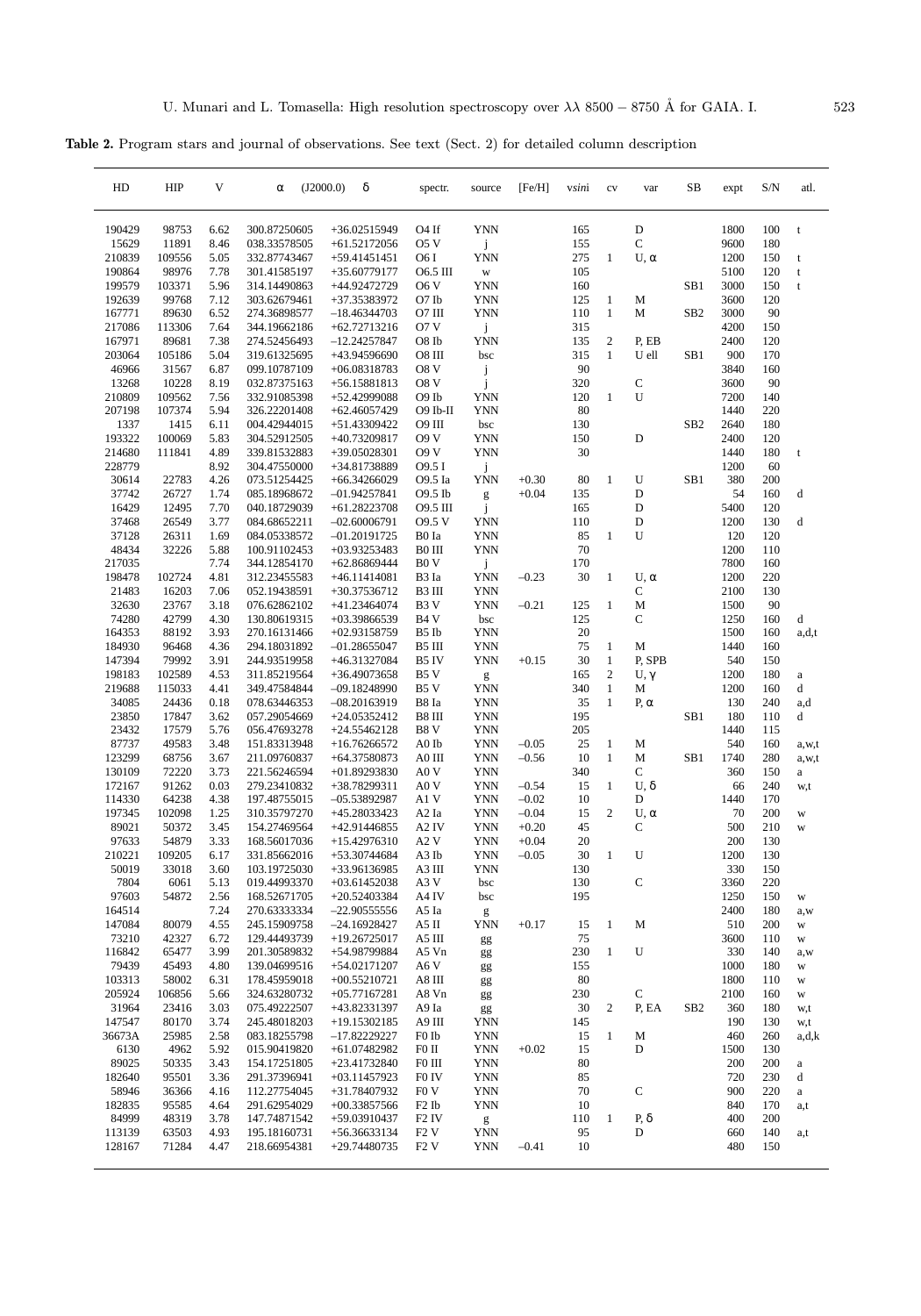**Table 2.** Program stars and journal of observations. See text (Sect. 2) for detailed column description

| HD | HIP | V | α (J2000.0) | δ | spectr. | source | [Fe/H] | vsini | cv | var | SB | expt | S/N | atl. |
|---|---|---|---|---|---|---|---|---|---|---|---|---|---|---|
| 190429 | 98753 | 6.62 | 300.87250605 | +36.02515949 | O4 If | YNN | | 165 | | D | | 1800 | 100 | t |
| 15629 | 11891 | 8.46 | 038.33578505 | +61.52172056 | O5 V | j | | 155 | | C | | 9600 | 180 | |
| 210839 | 109556 | 5.05 | 332.87743467 | +59.41451451 | O6 I | YNN | | 275 | 1 | U, α | | 1200 | 150 | t |
| 190864 | 98976 | 7.78 | 301.41585197 | +35.60779177 | O6.5 III | w | | 105 | | | | 5100 | 120 | t |
| 199579 | 103371 | 5.96 | 314.14490863 | +44.92472729 | O6 V | YNN | | 160 | | | SB1 | 3000 | 150 | t |
| 192639 | 99768 | 7.12 | 303.62679461 | +37.35383972 | O7 Ib | YNN | | 125 | 1 | M | | 3600 | 120 | |
| 167771 | 89630 | 6.52 | 274.36898577 | −18.46344703 | O7 III | YNN | | 110 | 1 | M | SB2 | 3000 | 90 | |
| 217086 | 113306 | 7.64 | 344.19662186 | +62.72713216 | O7 V | j | | 315 | | | | 4200 | 150 | |
| 167971 | 89681 | 7.38 | 274.52456493 | −12.24257847 | O8 Ib | YNN | | 135 | 2 | P, EB | | 2400 | 120 | |
| 203064 | 105186 | 5.04 | 319.61325695 | +43.94596690 | O8 III | bsc | | 315 | 1 | U ell | SB1 | 900 | 170 | |
| 46966 | 31567 | 6.87 | 099.10787109 | +06.08318783 | O8 V | j | | 90 | | | | 3840 | 160 | |
| 13268 | 10228 | 8.19 | 032.87375163 | +56.15881813 | O8 V | j | | 320 | | C | | 3600 | 90 | |
| 210809 | 109562 | 7.56 | 332.91085398 | +52.42999088 | O9 Ib | YNN | | 120 | 1 | U | | 7200 | 140 | |
| 207198 | 107374 | 5.94 | 326.22201408 | +62.46057429 | O9 Ib-II | YNN | | 80 | | | | 1440 | 220 | |
| 1337 | 1415 | 6.11 | 004.42944015 | +51.43309422 | O9 III | bsc | | 130 | | | SB2 | 2640 | 180 | |
| 193322 | 100069 | 5.83 | 304.52912505 | +40.73209817 | O9 V | YNN | | 150 | | D | | 2400 | 120 | |
| 214680 | 111841 | 4.89 | 339.81532883 | +39.05028301 | O9 V | YNN | | 30 | | | | 1440 | 180 | t |
| 228779 | | 8.92 | 304.47550000 | +34.81738889 | O9.5 I | j | | | | | | 1200 | 60 | |
| 30614 | 22783 | 4.26 | 073.51254425 | +66.34266029 | O9.5 Ia | YNN | +0.30 | 80 | 1 | U | SB1 | 380 | 200 | |
| 37742 | 26727 | 1.74 | 085.18968672 | −01.94257841 | O9.5 Ib | g | +0.04 | 135 | | D | | 54 | 160 | d |
| 16429 | 12495 | 7.70 | 040.18729039 | +61.28223708 | O9.5 III | j | | 165 | | D | | 5400 | 120 | |
| 37468 | 26549 | 3.77 | 084.68652211 | −02.60006791 | O9.5 V | YNN | | 110 | | D | | 1200 | 130 | d |
| 37128 | 26311 | 1.69 | 084.05338572 | −01.20191725 | B0 Ia | YNN | | 85 | 1 | U | | 120 | 120 | |
| 48434 | 32226 | 5.88 | 100.91102453 | +03.93253483 | B0 III | YNN | | 70 | | | | 1200 | 110 | |
| 217035 | | 7.74 | 344.12854170 | +62.86869444 | B0 V | j | | 170 | | | | 7800 | 160 | |
| 198478 | 102724 | 4.81 | 312.23455583 | +46.11414081 | B3 Ia | YNN | −0.23 | 30 | 1 | U, α | | 1200 | 220 | |
| 21483 | 16203 | 7.06 | 052.19438591 | +30.37536712 | B3 III | YNN | | | | C | | 2100 | 130 | |
| 32630 | 23767 | 3.18 | 076.62862102 | +41.23464074 | B3 V | YNN | −0.21 | 125 | 1 | M | | 1500 | 90 | |
| 74280 | 42799 | 4.30 | 130.80619315 | +03.39866539 | B4 V | bsc | | 125 | | C | | 1250 | 160 | d |
| 164353 | 88192 | 3.93 | 270.16131466 | +02.93158759 | B5 Ib | YNN | | 20 | | | | 1500 | 160 | a,d,t |
| 184930 | 96468 | 4.36 | 294.18031892 | −01.28655047 | B5 III | YNN | | 75 | 1 | M | | 1440 | 160 | |
| 147394 | 79992 | 3.91 | 244.93519958 | +46.31327084 | B5 IV | YNN | +0.15 | 30 | 1 | P, SPB | | 540 | 150 | |
| 198183 | 102589 | 4.53 | 311.85219564 | +36.49073658 | B5 V | g | | 165 | 2 | U, γ | | 1200 | 180 | a |
| 219688 | 115033 | 4.41 | 349.47584844 | −09.18248990 | B5 V | YNN | | 340 | 1 | M | | 1200 | 160 | d |
| 34085 | 24436 | 0.18 | 078.63446353 | −08.20163919 | B8 Ia | YNN | | 35 | 1 | P, α | | 130 | 240 | a,d |
| 23850 | 17847 | 3.62 | 057.29054669 | +24.05352412 | B8 III | YNN | | 195 | | | SB1 | 180 | 110 | d |
| 23432 | 17579 | 5.76 | 056.47693278 | +24.55462128 | B8 V | YNN | | 205 | | | | 1440 | 115 | |
| 87737 | 49583 | 3.48 | 151.83313948 | +16.76266572 | A0 Ib | YNN | −0.05 | 25 | 1 | M | | 540 | 160 | a,w,t |
| 123299 | 68756 | 3.67 | 211.09760837 | +64.37580873 | A0 III | YNN | −0.56 | 10 | 1 | M | SB1 | 1740 | 280 | a,w,t |
| 130109 | 72220 | 3.73 | 221.56246594 | +01.89293830 | A0 V | YNN | | 340 | | C | | 360 | 150 | a |
| 172167 | 91262 | 0.03 | 279.23410832 | +38.78299311 | A0 V | YNN | −0.54 | 15 | 1 | U, δ | | 66 | 240 | w,t |
| 114330 | 64238 | 4.38 | 197.48755015 | −05.53892987 | A1 V | YNN | −0.02 | 10 | | D | | 1440 | 170 | |
| 197345 | 102098 | 1.25 | 310.35797270 | +45.28033423 | A2 Ia | YNN | −0.04 | 15 | 2 | U, α | | 70 | 200 | w |
| 89021 | 50372 | 3.45 | 154.27469564 | +42.91446855 | A2 IV | YNN | +0.20 | 45 | | C | | 500 | 210 | w |
| 97633 | 54879 | 3.33 | 168.56017036 | +15.42976310 | A2 V | YNN | +0.04 | 20 | | | | 200 | 130 | |
| 210221 | 109205 | 6.17 | 331.85662016 | +53.30744684 | A3 Ib | YNN | −0.05 | 30 | 1 | U | | 1200 | 130 | |
| 50019 | 33018 | 3.60 | 103.19725030 | +33.96136985 | A3 III | YNN | | 130 | | | | 330 | 150 | |
| 7804 | 6061 | 5.13 | 019.44993370 | +03.61452038 | A3 V | bsc | | 130 | | C | | 3360 | 220 | |
| 97603 | 54872 | 2.56 | 168.52671705 | +20.52403384 | A4 IV | bsc | | 195 | | | | 1250 | 150 | w |
| 164514 | | 7.24 | 270.63333334 | −22.90555556 | A5 Ia | g | | | | | | 2400 | 180 | a,w |
| 147084 | 80079 | 4.55 | 245.15909758 | −24.16928427 | A5 II | YNN | +0.17 | 15 | 1 | M | | 510 | 200 | w |
| 73210 | 42327 | 6.72 | 129.44493739 | +19.26725017 | A5 III | gg | | 75 | | | | 3600 | 110 | w |
| 116842 | 65477 | 3.99 | 201.30589832 | +54.98799884 | A5 Vn | gg | | 230 | 1 | U | | 330 | 140 | a,w |
| 79439 | 45493 | 4.80 | 139.04699516 | +54.02171207 | A6 V | gg | | 155 | | | | 1000 | 180 | w |
| 103313 | 58002 | 6.31 | 178.45959018 | +00.55210721 | A8 III | gg | | 80 | | | | 1800 | 110 | w |
| 205924 | 106856 | 5.66 | 324.63280732 | +05.77167281 | A8 Vn | gg | | 230 | | C | | 2100 | 160 | w |
| 31964 | 23416 | 3.03 | 075.49222507 | +43.82331397 | A9 Ia | gg | | 30 | 2 | P, EA | SB2 | 360 | 180 | w,t |
| 147547 | 80170 | 3.74 | 245.48018203 | +19.15302185 | A9 III | YNN | | 145 | | | | 190 | 130 | w,t |
| 36673A | 25985 | 2.58 | 083.18255798 | −17.82229227 | F0 Ib | YNN | | 15 | 1 | M | | 460 | 260 | a,d,k |
| 6130 | 4962 | 5.92 | 015.90419820 | +61.07482982 | F0 II | YNN | +0.02 | 15 | | D | | 1500 | 130 | |
| 89025 | 50335 | 3.43 | 154.17251805 | +23.41732840 | F0 III | YNN | | 80 | | | | 200 | 200 | a |
| 182640 | 95501 | 3.36 | 291.37396941 | +03.11457923 | F0 IV | YNN | | 85 | | | | 720 | 230 | d |
| 58946 | 36366 | 4.16 | 112.27754045 | +31.78407932 | F0 V | YNN | | 70 | | C | | 900 | 220 | a |
| 182835 | 95585 | 4.64 | 291.62954029 | +00.33857566 | F2 Ib | YNN | | 10 | | | | 840 | 170 | a,t |
| 84999 | 48319 | 3.78 | 147.74871542 | +59.03910437 | F2 IV | g | | 110 | 1 | P, δ | | 400 | 200 | |
| 113139 | 63503 | 4.93 | 195.18160731 | +56.36633134 | F2 V | YNN | | 95 | | D | | 660 | 140 | a,t |
| 128167 | 71284 | 4.47 | 218.66954381 | +29.74480735 | F2 V | YNN | −0.41 | 10 | | | | 480 | 150 | |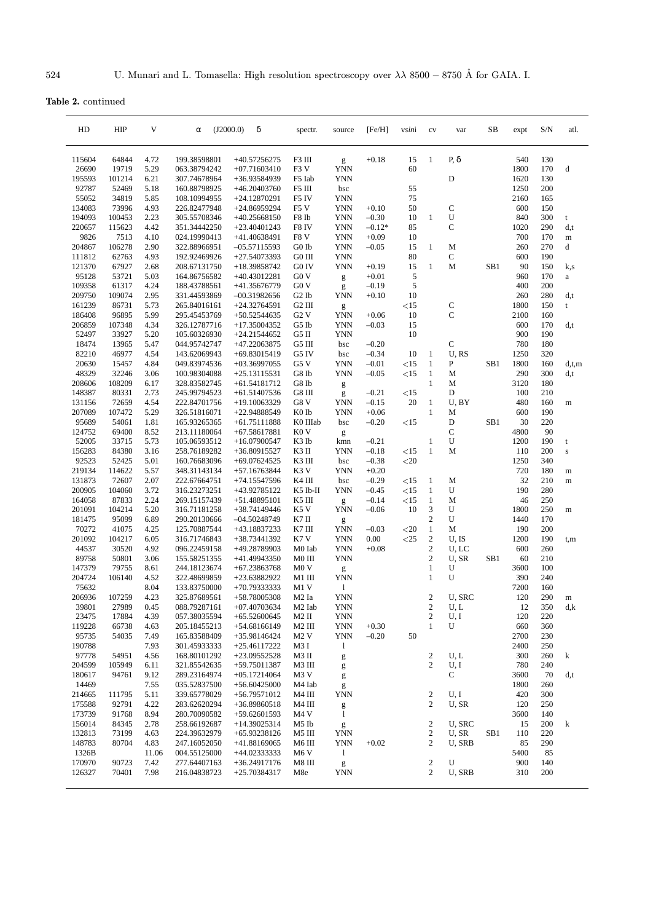**Table 2.** continued

| HD | HIP | V | α (J2000.0) | δ | spectr. | source | [Fe/H] | vsini | cv | var | SB | expt | S/N | atl. |
|---|---|---|---|---|---|---|---|---|---|---|---|---|---|---|
| 115604 | 64844 | 4.72 | 199.38598801 | +40.57256275 | F3 III | g | +0.18 | 15 | 1 | P, δ | | 540 | 130 | |
| 26690 | 19719 | 5.29 | 063.38794242 | +07.71603410 | F3 V | YNN | | 60 | | | | 1800 | 170 | d |
| 195593 | 101214 | 6.21 | 307.74678964 | +36.93584939 | F5 Iab | YNN | | | | D | | 1620 | 130 | |
| 92787 | 52469 | 5.18 | 160.88798925 | +46.20403760 | F5 III | bsc | | 55 | | | | 1250 | 200 | |
| 55052 | 34819 | 5.85 | 108.10994955 | +24.12870291 | F5 IV | YNN | | 75 | | | | 2160 | 165 | |
| 134083 | 73996 | 4.93 | 226.82477948 | +24.86959294 | F5 V | YNN | +0.10 | 50 | | C | | 600 | 150 | |
| 194093 | 100453 | 2.23 | 305.55708346 | +40.25668150 | F8 Ib | YNN | –0.30 | 10 | 1 | U | | 840 | 300 | t |
| 220657 | 115623 | 4.42 | 351.34442250 | +23.40401243 | F8 IV | YNN | –0.12* | 85 | | C | | 1020 | 290 | d,t |
| 9826 | 7513 | 4.10 | 024.19990413 | +41.40638491 | F8 V | YNN | +0.09 | 10 | | | | 700 | 170 | m |
| 204867 | 106278 | 2.90 | 322.88966951 | –05.57115593 | G0 Ib | YNN | –0.05 | 15 | 1 | M | | 260 | 270 | d |
| 111812 | 62763 | 4.93 | 192.92469926 | +27.54073393 | G0 III | YNN | | 80 | | C | | 600 | 190 | |
| 121370 | 67927 | 2.68 | 208.67131750 | +18.39858742 | G0 IV | YNN | +0.19 | 15 | 1 | M | SB1 | 90 | 150 | k,s |
| 95128 | 53721 | 5.03 | 164.86756582 | +40.43012281 | G0 V | g | +0.01 | 5 | | | | 960 | 170 | a |
| 109358 | 61317 | 4.24 | 188.43788561 | +41.35676779 | G0 V | g | –0.19 | 5 | | | | 400 | 200 | |
| 209750 | 109074 | 2.95 | 331.44593869 | –00.31982656 | G2 Ib | YNN | +0.10 | 10 | | | | 260 | 280 | d,t |
| 161239 | 86731 | 5.73 | 265.84016161 | +24.32764591 | G2 III | g | | <15 | | C | | 1800 | 150 | t |
| 186408 | 96895 | 5.99 | 295.45453769 | +50.52544635 | G2 V | YNN | +0.06 | 10 | | C | | 2100 | 160 | |
| 206859 | 107348 | 4.34 | 326.12787716 | +17.35004352 | G5 Ib | YNN | –0.03 | 15 | | | | 600 | 170 | d,t |
| 52497 | 33927 | 5.20 | 105.60326930 | +24.21544652 | G5 II | YNN | | 10 | | | | 900 | 190 | |
| 18474 | 13965 | 5.47 | 044.95742747 | +47.22063875 | G5 III | bsc | –0.20 | | | C | | 780 | 180 | |
| 82210 | 46977 | 4.54 | 143.62069943 | +69.83015419 | G5 IV | bsc | –0.34 | 10 | 1 | U, RS | | 1250 | 320 | |
| 20630 | 15457 | 4.84 | 049.83974536 | +03.36997055 | G5 V | YNN | –0.01 | <15 | 1 | P | SB1 | 1800 | 160 | d,t,m |
| 48329 | 32246 | 3.06 | 100.98304088 | +25.13115531 | G8 Ib | YNN | –0.05 | <15 | 1 | M | | 290 | 300 | d,t |
| 208606 | 108209 | 6.17 | 328.83582745 | +61.54181712 | G8 Ib | g | | | 1 | M | | 3120 | 180 | |
| 148387 | 80331 | 2.73 | 245.99794523 | +61.51407536 | G8 III | g | –0.21 | <15 | | D | | 100 | 210 | |
| 131156 | 72659 | 4.54 | 222.84701756 | +19.10063329 | G8 V | YNN | –0.15 | 20 | 1 | U, BY | | 480 | 160 | m |
| 207089 | 107472 | 5.29 | 326.51816071 | +22.94888549 | K0 Ib | YNN | +0.06 | | 1 | M | | 600 | 190 | |
| 95689 | 54061 | 1.81 | 165.93265365 | +61.75111888 | K0 IIIab | bsc | –0.20 | <15 | | D | SB1 | 30 | 220 | |
| 124752 | 69400 | 8.52 | 213.11180064 | +67.58617881 | K0 V | g | | | | C | | 4800 | 90 | |
| 52005 | 33715 | 5.73 | 105.06593512 | +16.07900547 | K3 Ib | kmn | –0.21 | | 1 | U | | 1200 | 190 | t |
| 156283 | 84380 | 3.16 | 258.76189282 | +36.80915527 | K3 II | YNN | –0.18 | <15 | 1 | M | | 110 | 200 | s |
| 92523 | 52425 | 5.01 | 160.76683096 | +69.07624525 | K3 III | bsc | –0.38 | <20 | | | | 1250 | 340 | |
| 219134 | 114622 | 5.57 | 348.31143134 | +57.16763844 | K3 V | YNN | +0.20 | | | | | 720 | 180 | m |
| 131873 | 72607 | 2.07 | 222.67664751 | +74.15547596 | K4 III | bsc | –0.29 | <15 | 1 | M | | 32 | 210 | m |
| 200905 | 104060 | 3.72 | 316.23273251 | +43.92785122 | K5 Ib-II | YNN | –0.45 | <15 | 1 | U | | 190 | 280 | |
| 164058 | 87833 | 2.24 | 269.15157439 | +51.48895101 | K5 III | g | –0.14 | <15 | 1 | M | | 46 | 250 | |
| 201091 | 104214 | 5.20 | 316.71181258 | +38.74149446 | K5 V | YNN | –0.06 | 10 | 3 | U | | 1800 | 250 | m |
| 181475 | 95099 | 6.89 | 290.20130666 | –04.50248749 | K7 II | g | | | 2 | U | | 1440 | 170 | |
| 70272 | 41075 | 4.25 | 125.70887544 | +43.18837233 | K7 III | YNN | –0.03 | <20 | 1 | M | | 190 | 200 | |
| 201092 | 104217 | 6.05 | 316.71746843 | +38.73441392 | K7 V | YNN | 0.00 | <25 | 2 | U, IS | | 1200 | 190 | t,m |
| 44537 | 30520 | 4.92 | 096.22459158 | +49.28789903 | M0 Iab | YNN | +0.08 | | 2 | U, LC | | 600 | 260 | |
| 89758 | 50801 | 3.06 | 155.58251355 | +41.49943350 | M0 III | YNN | | | 2 | U, SR | SB1 | 60 | 210 | |
| 147379 | 79755 | 8.61 | 244.18123674 | +67.23863768 | M0 V | g | | | 1 | U | | 3600 | 100 | |
| 204724 | 106140 | 4.52 | 322.48699859 | +23.63882922 | M1 III | YNN | | | 1 | U | | 390 | 240 | |
| 75632 | | 8.04 | 133.83750000 | +70.79333333 | M1 V | l | | | | | | 7200 | 160 | |
| 206936 | 107259 | 4.23 | 325.87689561 | +58.78005308 | M2 Ia | YNN | | | 2 | U, SRC | | 120 | 290 | m |
| 39801 | 27989 | 0.45 | 088.79287161 | +07.40703634 | M2 Iab | YNN | | | 2 | U, L | | 12 | 350 | d,k |
| 23475 | 17884 | 4.39 | 057.38035594 | +65.52600645 | M2 II | YNN | | | 2 | U, I | | 120 | 220 | |
| 119228 | 66738 | 4.63 | 205.18455213 | +54.68166149 | M2 III | YNN | +0.30 | | 1 | U | | 660 | 360 | |
| 95735 | 54035 | 7.49 | 165.83588409 | +35.98146424 | M2 V | YNN | –0.20 | 50 | | | | 2700 | 230 | |
| 190788 | | 7.93 | 301.45933333 | +25.46117222 | M3 I | l | | | | | | 2400 | 250 | |
| 97778 | 54951 | 4.56 | 168.80101292 | +23.09552528 | M3 II | g | | | 2 | U, L | | 300 | 260 | k |
| 204599 | 105949 | 6.11 | 321.85542635 | +59.75011387 | M3 III | g | | | 2 | U, I | | 780 | 240 | |
| 180617 | 94761 | 9.12 | 289.23164974 | +05.17214064 | M3 V | g | | | | C | | 3600 | 70 | d,t |
| 14469 | | 7.55 | 035.52837500 | +56.60425000 | M4 Iab | g | | | | | | 1800 | 260 | |
| 214665 | 111795 | 5.11 | 339.65778029 | +56.79571012 | M4 III | YNN | | | 2 | U, I | | 420 | 300 | |
| 175588 | 92791 | 4.22 | 283.62620294 | +36.89860518 | M4 III | g | | | 2 | U, SR | | 120 | 250 | |
| 173739 | 91768 | 8.94 | 280.70090582 | +59.62601593 | M4 V | l | | | | | | 3600 | 140 | |
| 156014 | 84345 | 2.78 | 258.66192687 | +14.39025314 | M5 Ib | g | | | 2 | U, SRC | | 15 | 200 | k |
| 132813 | 73199 | 4.63 | 224.39632979 | +65.93238126 | M5 III | YNN | | | 2 | U, SR | SB1 | 110 | 220 | |
| 148783 | 80704 | 4.83 | 247.16052050 | +41.88169065 | M6 III | YNN | +0.02 | | 2 | U, SRB | | 85 | 290 | |
| 1326B | | 11.06 | 004.55125000 | +44.02333333 | M6 V | l | | | | | | 5400 | 85 | |
| 170970 | 90723 | 7.42 | 277.64407163 | +36.24917176 | M8 III | g | | | 2 | U | | 900 | 140 | |
| 126327 | 70401 | 7.98 | 216.04838723 | +25.70384317 | M8e | YNN | | | 2 | U, SRB | | 310 | 200 | |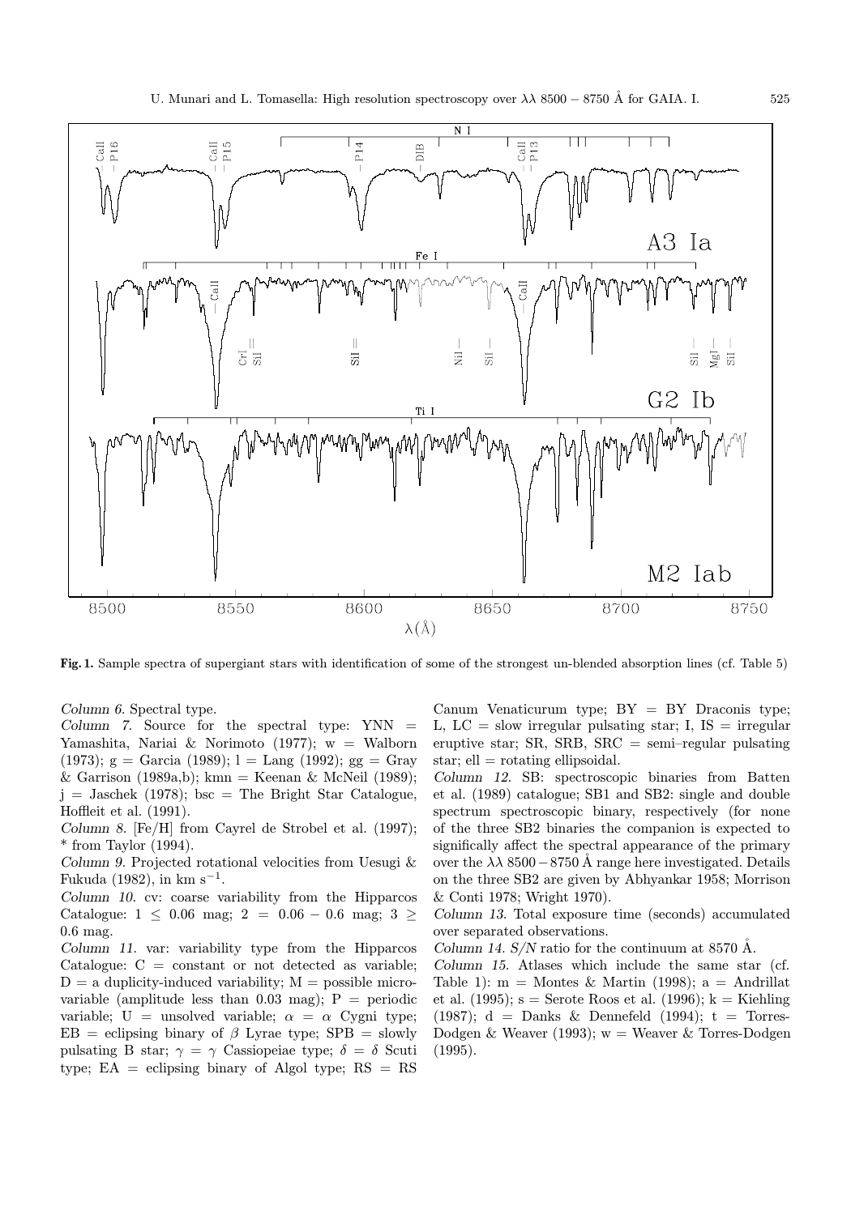**Fig. 1.** Sample spectra of supergiant stars with identification of some of the strongest un-blended absorption lines (cf. Table 5)

*Column 6.* Spectral type.

*Column 7.* Source for the spectral type: YNN = Yamashita, Nariai & Norimoto (1977); w = Walborn (1973); g = Garcia (1989); l = Lang (1992); gg = Gray & Garrison (1989a,b); kmn = Keenan & McNeil (1989); j = Jaschek (1978); bsc = The Bright Star Catalogue, Hoffleit et al. (1991).

*Column 8.* [Fe/H] from Cayrel de Strobel et al. (1997); * from Taylor (1994).

*Column 9.* Projected rotational velocities from Uesugi & Fukuda (1982), in km $s^{-1}$.

*Column 10.* cv: coarse variability from the Hipparcos Catalogue: 1 $\leq$ 0.06 mag; 2 = 0.06 − 0.6 mag; 3 $\geq$ 0.6 mag.

*Column 11.* var: variability type from the Hipparcos Catalogue: C = constant or not detected as variable; D = a duplicity-induced variability; M = possible micro-variable (amplitude less than 0.03 mag); P = periodic variable; U = unsolved variable; $\alpha$ = $\alpha$ Cygni type; EB = eclipsing binary of $\beta$ Lyrae type; SPB = slowly pulsating B star; $\gamma$ = $\gamma$ Cassiopeiae type; $\delta$ = $\delta$ Scuti type; EA = eclipsing binary of Algol type; RS = RS Canum Venaticurum type; BY = BY Draconis type; L, LC = slow irregular pulsating star; I, IS = irregular eruptive star; SR, SRB, SRC = semi–regular pulsating star; ell = rotating ellipsoidal.

*Column 12.* SB: spectroscopic binaries from Batten et al. (1989) catalogue; SB1 and SB2: single and double spectrum spectroscopic binary, respectively (for none of the three SB2 binaries the companion is expected to significantly affect the spectral appearance of the primary over the $\lambda\lambda$ 8500 − 8750 Å range here investigated. Details on the three SB2 are given by Abhyankar 1958; Morrison & Conti 1978; Wright 1970).

*Column 13.* Total exposure time (seconds) accumulated over separated observations.

*Column 14.* *S/N* ratio for the continuum at 8570 Å.

*Column 15.* Atlases which include the same star (cf. Table 1): m = Montes & Martin (1998); a = Andrillat et al. (1995); s = Serote Roos et al. (1996); k = Kiehling (1987); d = Danks & Dennefeld (1994); t = Torres-Dodgen & Weaver (1993); w = Weaver & Torres-Dodgen (1995).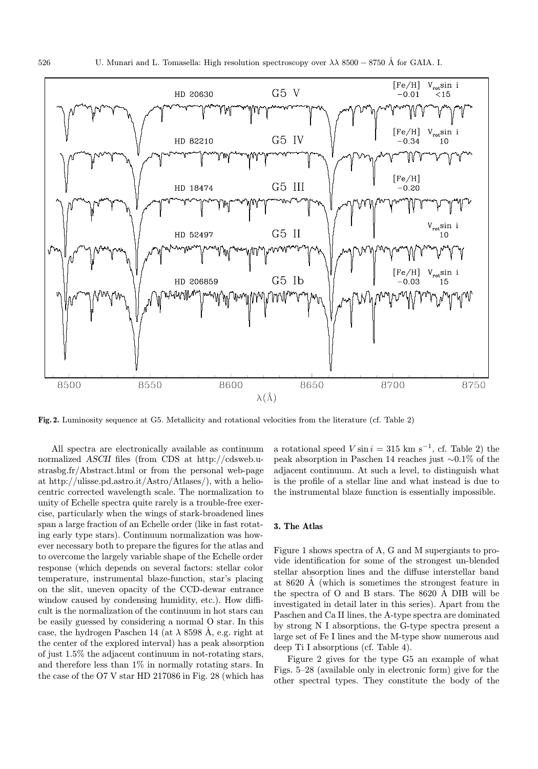**Fig. 2.** Luminosity sequence at G5. Metallicity and rotational velocities from the literature (cf. Table 2)

All spectra are electronically available as continuum normalized *ASCII* files (from CDS at http://cdsweb.u-strasbg.fr/Abstract.html or from the personal web-page at http://ulisse.pd.astro.it/Astro/Atlases/), with a heliocentric corrected wavelength scale. The normalization to unity of Echelle spectra quite rarely is a trouble-free exercise, particularly when the wings of stark-broadened lines span a large fraction of an Echelle order (like in fast rotating early type stars). Continuum normalization was however necessary both to prepare the figures for the atlas and to overcome the largely variable shape of the Echelle order response (which depends on several factors: stellar color temperature, instrumental blaze-function, star's placing on the slit, uneven opacity of the CCD-dewar entrance window caused by condensing humidity, etc.). How difficult is the normalization of the continuum in hot stars can be easily guessed by considering a normal O star. In this case, the hydrogen Paschen 14 (at $\lambda$ 8598 Å, e.g. right at the center of the explored interval) has a peak absorption of just 1.5% the adjacent continuum in not-rotating stars, and therefore less than 1% in normally rotating stars. In the case of the O7 V star HD 217086 in Fig. 28 (which has a rotational speed $V \sin i = 315$ km s$^{-1}$, cf. Table 2) the peak absorption in Paschen 14 reaches just $\sim$0.1% of the adjacent continuum. At such a level, to distinguish what is the profile of a stellar line and what instead is due to the instrumental blaze function is essentially impossible.

## 3. The Atlas

Figure 1 shows spectra of A, G and M supergiants to provide identification for some of the strongest un-blended stellar absorption lines and the diffuse interstellar band at 8620 Å (which is sometimes the strongest feature in the spectra of O and B stars. The 8620 Å DIB will be investigated in detail later in this series). Apart from the Paschen and Ca II lines, the A-type spectra are dominated by strong N I absorptions, the G-type spectra present a large set of Fe I lines and the M-type show numerous and deep Ti I absorptions (cf. Table 4).

Figure 2 gives for the type G5 an example of what Figs. 5–28 (available only in electronic form) give for the other spectral types. They constitute the body of the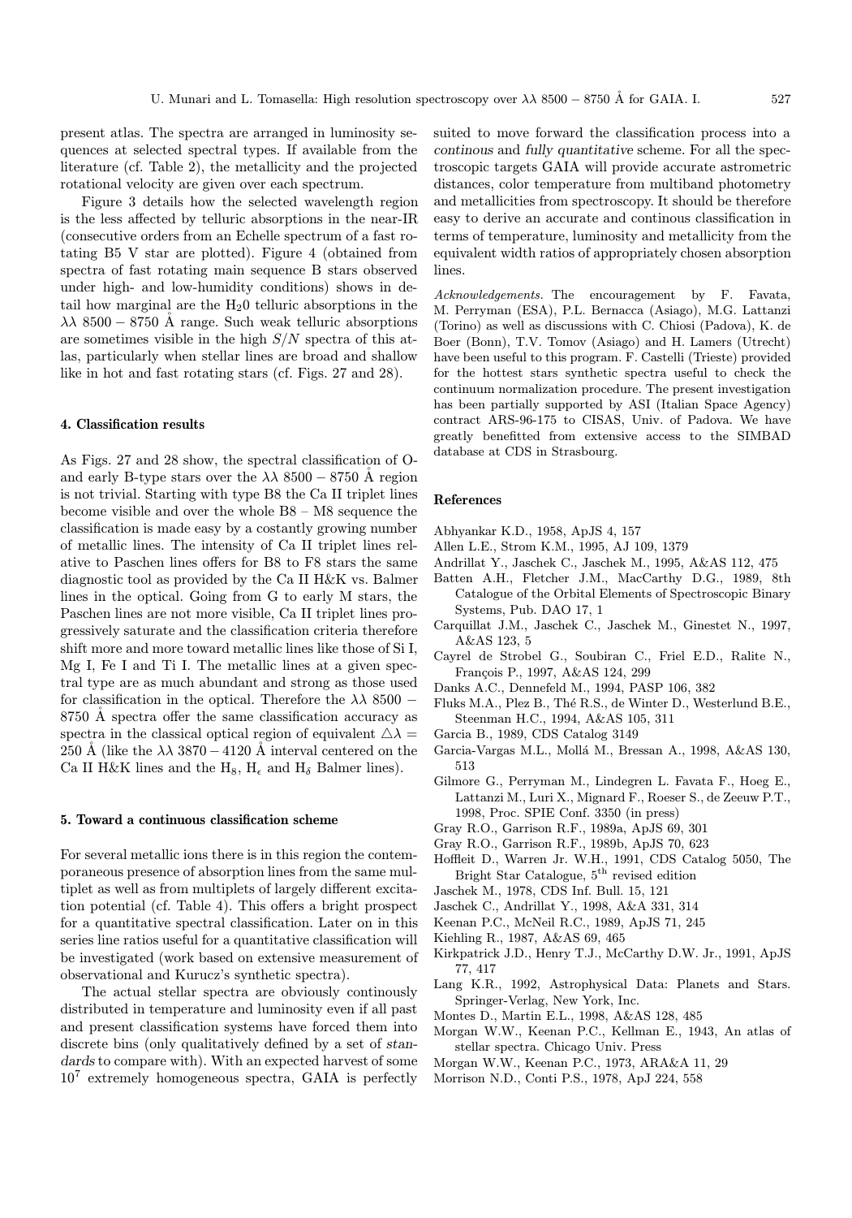present atlas. The spectra are arranged in luminosity sequences at selected spectral types. If available from the literature (cf. Table 2), the metallicity and the projected rotational velocity are given over each spectrum.

Figure 3 details how the selected wavelength region is the less affected by telluric absorptions in the near-IR (consecutive orders from an Echelle spectrum of a fast rotating B5 V star are plotted). Figure 4 (obtained from spectra of fast rotating main sequence B stars observed under high- and low-humidity conditions) shows in detail how marginal are the $H_20$ telluric absorptions in the $\lambda\lambda$ 8500 − 8750 Å range. Such weak telluric absorptions are sometimes visible in the high $S/N$ spectra of this atlas, particularly when stellar lines are broad and shallow like in hot and fast rotating stars (cf. Figs. 27 and 28).

## 4. Classification results

As Figs. 27 and 28 show, the spectral classification of O- and early B-type stars over the $\lambda\lambda$ 8500 − 8750 Å region is not trivial. Starting with type B8 the Ca II triplet lines become visible and over the whole B8 – M8 sequence the classification is made easy by a costantly growing number of metallic lines. The intensity of Ca II triplet lines relative to Paschen lines offers for B8 to F8 stars the same diagnostic tool as provided by the Ca II H&K vs. Balmer lines in the optical. Going from G to early M stars, the Paschen lines are not more visible, Ca II triplet lines progressively saturate and the classification criteria therefore shift more and more toward metallic lines like those of Si I, Mg I, Fe I and Ti I. The metallic lines at a given spectral type are as much abundant and strong as those used for classification in the optical. Therefore the $\lambda\lambda$ 8500 − 8750 Å spectra offer the same classification accuracy as spectra in the classical optical region of equivalent $\triangle\lambda =$ 250 Å (like the $\lambda\lambda$ 3870 − 4120 Å interval centered on the Ca II H&K lines and the $H_8$, $H_\epsilon$ and $H_\delta$ Balmer lines).

## 5. Toward a continuous classification scheme

For several metallic ions there is in this region the contemporaneous presence of absorption lines from the same multiplet as well as from multiplets of largely different excitation potential (cf. Table 4). This offers a bright prospect for a quantitative spectral classification. Later on in this series line ratios useful for a quantitative classification will be investigated (work based on extensive measurement of observational and Kurucz's synthetic spectra).

The actual stellar spectra are obviously continously distributed in temperature and luminosity even if all past and present classification systems have forced them into discrete bins (only qualitatively defined by a set of *standards* to compare with). With an expected harvest of some $10^7$ extremely homogeneous spectra, GAIA is perfectly suited to move forward the classification process into a *continous* and *fully quantitative* scheme. For all the spectroscopic targets GAIA will provide accurate astrometric distances, color temperature from multiband photometry and metallicities from spectroscopy. It should be therefore easy to derive an accurate and continous classification in terms of temperature, luminosity and metallicity from the equivalent width ratios of appropriately chosen absorption lines.

*Acknowledgements.* The encouragement by F. Favata, M. Perryman (ESA), P.L. Bernacca (Asiago), M.G. Lattanzi (Torino) as well as discussions with C. Chiosi (Padova), K. de Boer (Bonn), T.V. Tomov (Asiago) and H. Lamers (Utrecht) have been useful to this program. F. Castelli (Trieste) provided for the hottest stars synthetic spectra useful to check the continuum normalization procedure. The present investigation has been partially supported by ASI (Italian Space Agency) contract ARS-96-175 to CISAS, Univ. of Padova. We have greatly benefitted from extensive access to the SIMBAD database at CDS in Strasbourg.

## References

- Abhyankar K.D., 1958, ApJS 4, 157
- Allen L.E., Strom K.M., 1995, AJ 109, 1379
- Andrillat Y., Jaschek C., Jaschek M., 1995, A&AS 112, 475
- Batten A.H., Fletcher J.M., MacCarthy D.G., 1989, 8th Catalogue of the Orbital Elements of Spectroscopic Binary Systems, Pub. DAO 17, 1
- Carquillat J.M., Jaschek C., Jaschek M., Ginestet N., 1997, A&AS 123, 5
- Cayrel de Strobel G., Soubiran C., Friel E.D., Ralite N., François P., 1997, A&AS 124, 299
- Danks A.C., Dennefeld M., 1994, PASP 106, 382
- Fluks M.A., Plez B., Thé R.S., de Winter D., Westerlund B.E., Steenman H.C., 1994, A&AS 105, 311
- Garcia B., 1989, CDS Catalog 3149
- Garcia-Vargas M.L., Mollá M., Bressan A., 1998, A&AS 130, 513
- Gilmore G., Perryman M., Lindegren L. Favata F., Hoeg E., Lattanzi M., Luri X., Mignard F., Roeser S., de Zeeuw P.T., 1998, Proc. SPIE Conf. 3350 (in press)
- Gray R.O., Garrison R.F., 1989a, ApJS 69, 301
- Gray R.O., Garrison R.F., 1989b, ApJS 70, 623
- Hoffleit D., Warren Jr. W.H., 1991, CDS Catalog 5050, The Bright Star Catalogue, 5th revised edition
- Jaschek M., 1978, CDS Inf. Bull. 15, 121
- Jaschek C., Andrillat Y., 1998, A&A 331, 314
- Keenan P.C., McNeil R.C., 1989, ApJS 71, 245
- Kiehling R., 1987, A&AS 69, 465
- Kirkpatrick J.D., Henry T.J., McCarthy D.W. Jr., 1991, ApJS 77, 417
- Lang K.R., 1992, Astrophysical Data: Planets and Stars. Springer-Verlag, New York, Inc.
- Montes D., Martin E.L., 1998, A&AS 128, 485
- Morgan W.W., Keenan P.C., Kellman E., 1943, An atlas of stellar spectra. Chicago Univ. Press
- Morgan W.W., Keenan P.C., 1973, ARA&A 11, 29
- Morrison N.D., Conti P.S., 1978, ApJ 224, 558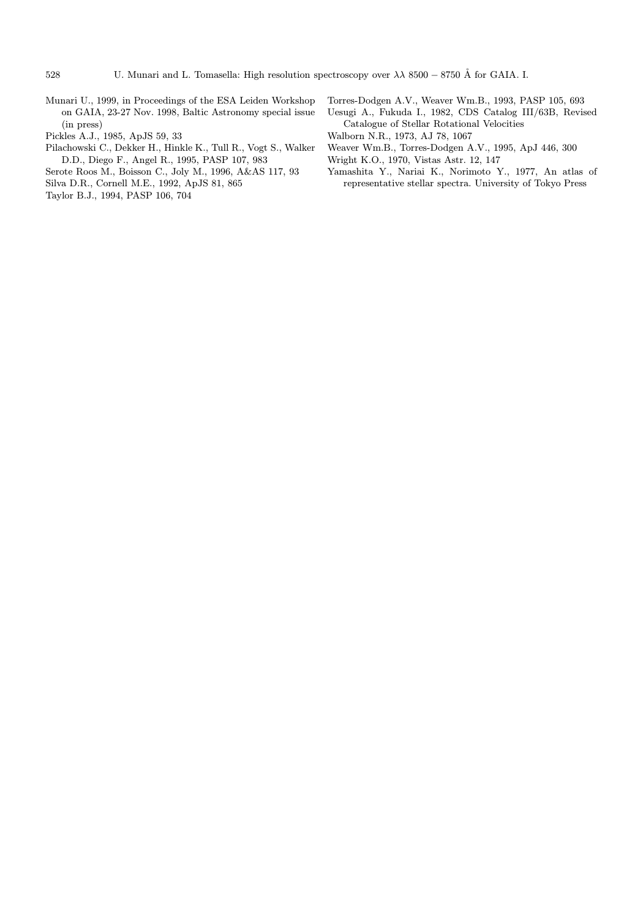Munari U., 1999, in Proceedings of the ESA Leiden Workshop on GAIA, 23-27 Nov. 1998, Baltic Astronomy special issue (in press)

Pickles A.J., 1985, ApJS 59, 33

Pilachowski C., Dekker H., Hinkle K., Tull R., Vogt S., Walker D.D., Diego F., Angel R., 1995, PASP 107, 983

Serote Roos M., Boisson C., Joly M., 1996, A&AS 117, 93

Silva D.R., Cornell M.E., 1992, ApJS 81, 865

Taylor B.J., 1994, PASP 106, 704

Torres-Dodgen A.V., Weaver Wm.B., 1993, PASP 105, 693

Uesugi A., Fukuda I., 1982, CDS Catalog III/63B, Revised Catalogue of Stellar Rotational Velocities

Walborn N.R., 1973, AJ 78, 1067

Weaver Wm.B., Torres-Dodgen A.V., 1995, ApJ 446, 300

Wright K.O., 1970, Vistas Astr. 12, 147

Yamashita Y., Nariai K., Norimoto Y., 1977, An atlas of representative stellar spectra. University of Tokyo Press